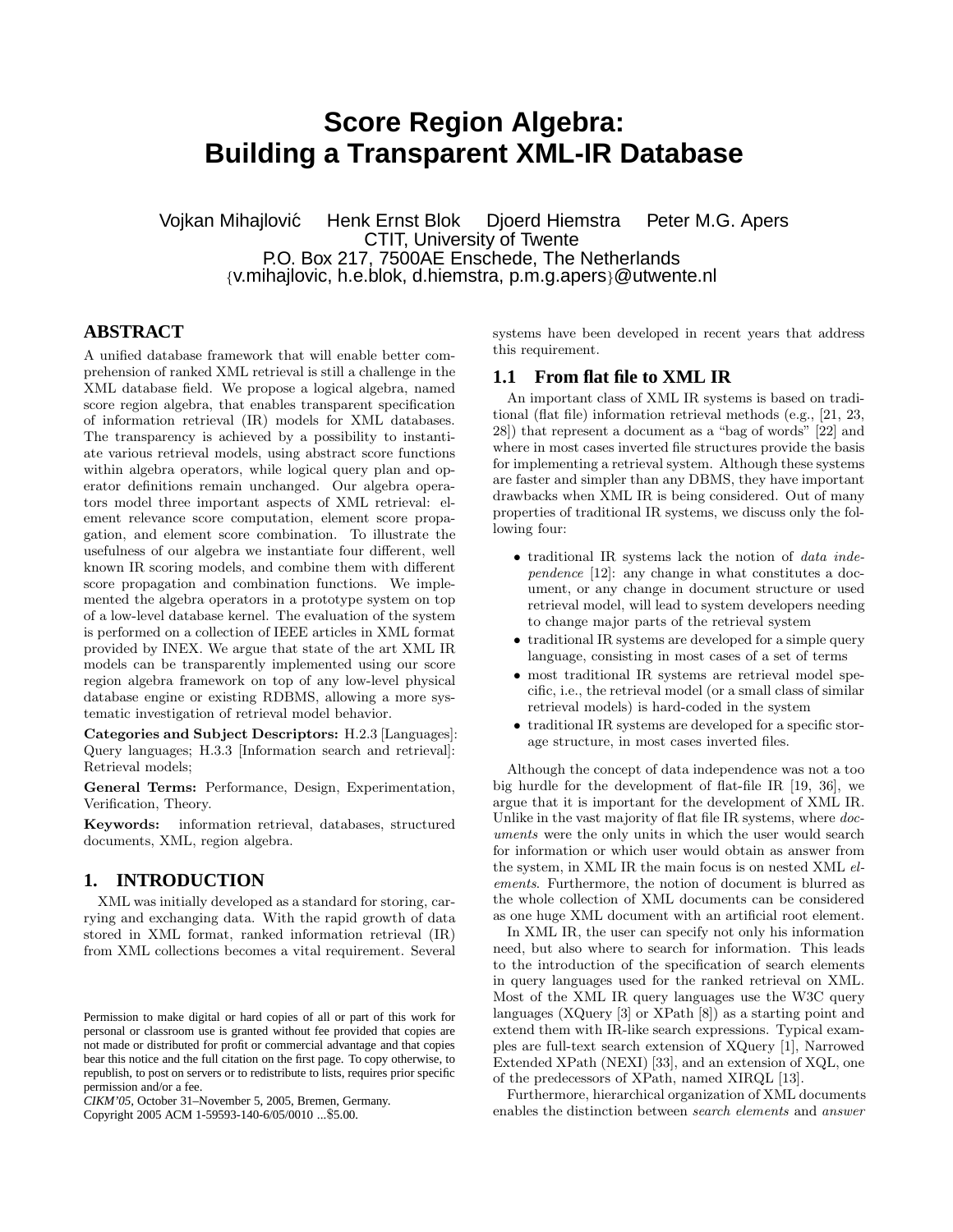# Score Region Algebra: Building a Transparent XML-IR Database

Vojkan Mihajlović Henk Ernst Blok Djoerd Hiemstra Peter M.G. Apers
CTIT, University of Twente
P.O. Box 217, 7500AE Enschede, The Netherlands
{v.mihajlovic, h.e.blok, d.hiemstra, p.m.g.apers}@utwente.nl

## ABSTRACT

A unified database framework that will enable better comprehension of ranked XML retrieval is still a challenge in the XML database field. We propose a logical algebra, named score region algebra, that enables transparent specification of information retrieval (IR) models for XML databases. The transparency is achieved by a possibility to instantiate various retrieval models, using abstract score functions within algebra operators, while logical query plan and operator definitions remain unchanged. Our algebra operators model three important aspects of XML retrieval: element relevance score computation, element score propagation, and element score combination. To illustrate the usefulness of our algebra we instantiate four different, well known IR scoring models, and combine them with different score propagation and combination functions. We implemented the algebra operators in a prototype system on top of a low-level database kernel. The evaluation of the system is performed on a collection of IEEE articles in XML format provided by INEX. We argue that state of the art XML IR models can be transparently implemented using our score region algebra framework on top of any low-level physical database engine or existing RDBMS, allowing a more systematic investigation of retrieval model behavior.

**Categories and Subject Descriptors:** H.2.3 [Languages]: Query languages; H.3.3 [Information search and retrieval]: Retrieval models;

**General Terms:** Performance, Design, Experimentation, Verification, Theory.

**Keywords:** information retrieval, databases, structured documents, XML, region algebra.

## 1. INTRODUCTION

XML was initially developed as a standard for storing, carrying and exchanging data. With the rapid growth of data stored in XML format, ranked information retrieval (IR) from XML collections becomes a vital requirement. Several systems have been developed in recent years that address this requirement.

### 1.1 From flat file to XML IR

An important class of XML IR systems is based on traditional (flat file) information retrieval methods (e.g., [21, 23, 28]) that represent a document as a "bag of words" [22] and where in most cases inverted file structures provide the basis for implementing a retrieval system. Although these systems are faster and simpler than any DBMS, they have important drawbacks when XML IR is being considered. Out of many properties of traditional IR systems, we discuss only the following four:

- traditional IR systems lack the notion of *data independence* [12]: any change in what constitutes a document, or any change in document structure or used retrieval model, will lead to system developers needing to change major parts of the retrieval system
- traditional IR systems are developed for a simple query language, consisting in most cases of a set of terms
- most traditional IR systems are retrieval model specific, i.e., the retrieval model (or a small class of similar retrieval models) is hard-coded in the system
- traditional IR systems are developed for a specific storage structure, in most cases inverted files.

Although the concept of data independence was not a too big hurdle for the development of flat-file IR [19, 36], we argue that it is important for the development of XML IR. Unlike in the vast majority of flat file IR systems, where *documents* were the only units in which the user would search for information or which user would obtain as answer from the system, in XML IR the main focus is on nested XML *elements*. Furthermore, the notion of document is blurred as the whole collection of XML documents can be considered as one huge XML document with an artificial root element.

In XML IR, the user can specify not only his information need, but also where to search for information. This leads to the introduction of the specification of search elements in query languages used for the ranked retrieval on XML. Most of the XML IR query languages use the W3C query languages (XQuery [3] or XPath [8]) as a starting point and extend them with IR-like search expressions. Typical examples are full-text search extension of XQuery [1], Narrowed Extended XPath (NEXI) [33], and an extension of XQL, one of the predecessors of XPath, named XIRQL [13].

Furthermore, hierarchical organization of XML documents enables the distinction between *search elements* and *answer*

Permission to make digital or hard copies of all or part of this work for personal or classroom use is granted without fee provided that copies are not made or distributed for profit or commercial advantage and that copies bear this notice and the full citation on the first page. To copy otherwise, to republish, to post on servers or to redistribute to lists, requires prior specific permission and/or a fee.
*CIKM'05*, October 31–November 5, 2005, Bremen, Germany.
Copyright 2005 ACM 1-59593-140-6/05/0010 ...$5.00.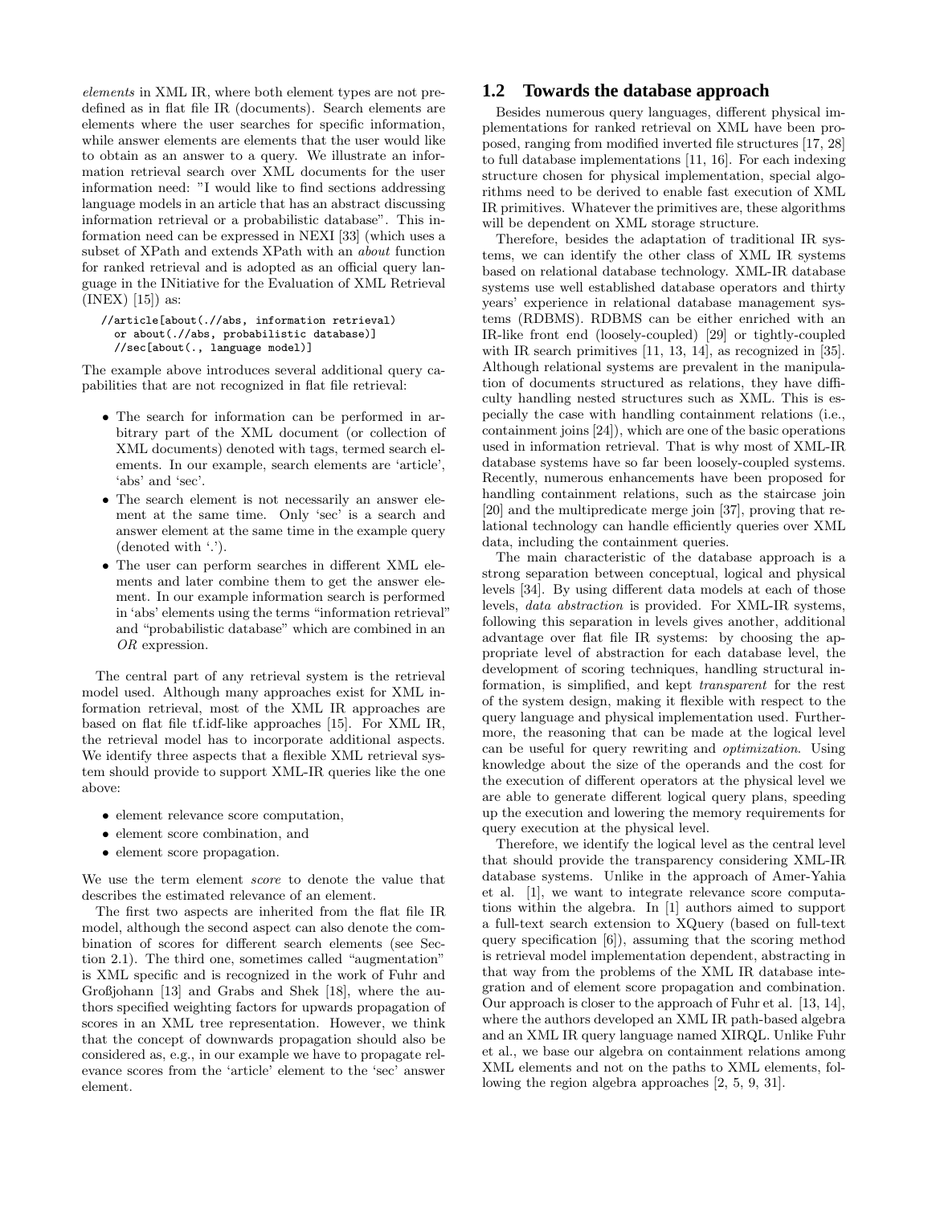*elements* in XML IR, where both element types are not predefined as in flat file IR (documents). Search elements are elements where the user searches for specific information, while answer elements are elements that the user would like to obtain as an answer to a query. We illustrate an information retrieval search over XML documents for the user information need: "I would like to find sections addressing language models in an article that has an abstract discussing information retrieval or a probabilistic database". This information need can be expressed in NEXI [33] (which uses a subset of XPath and extends XPath with an *about* function for ranked retrieval and is adopted as an official query language in the INitiative for the Evaluation of XML Retrieval (INEX) [15]) as:

```
//article[about(.//abs, information retrieval)
  or about(.//abs, probabilistic database)]
  //sec[about(., language model)]
```

The example above introduces several additional query capabilities that are not recognized in flat file retrieval:

- The search for information can be performed in arbitrary part of the XML document (or collection of XML documents) denoted with tags, termed search elements. In our example, search elements are 'article', 'abs' and 'sec'.
- The search element is not necessarily an answer element at the same time. Only 'sec' is a search and answer element at the same time in the example query (denoted with '.').
- The user can perform searches in different XML elements and later combine them to get the answer element. In our example information search is performed in 'abs' elements using the terms "information retrieval" and "probabilistic database" which are combined in an *OR* expression.

The central part of any retrieval system is the retrieval model used. Although many approaches exist for XML information retrieval, most of the XML IR approaches are based on flat file tf.idf-like approaches [15]. For XML IR, the retrieval model has to incorporate additional aspects. We identify three aspects that a flexible XML retrieval system should provide to support XML-IR queries like the one above:

- element relevance score computation,
- element score combination, and
- element score propagation.

We use the term element *score* to denote the value that describes the estimated relevance of an element.

The first two aspects are inherited from the flat file IR model, although the second aspect can also denote the combination of scores for different search elements (see Section 2.1). The third one, sometimes called "augmentation" is XML specific and is recognized in the work of Fuhr and Großjohann [13] and Grabs and Shek [18], where the authors specified weighting factors for upwards propagation of scores in an XML tree representation. However, we think that the concept of downwards propagation should also be considered as, e.g., in our example we have to propagate relevance scores from the 'article' element to the 'sec' answer element.

## 1.2 Towards the database approach

Besides numerous query languages, different physical implementations for ranked retrieval on XML have been proposed, ranging from modified inverted file structures [17, 28] to full database implementations [11, 16]. For each indexing structure chosen for physical implementation, special algorithms need to be derived to enable fast execution of XML IR primitives. Whatever the primitives are, these algorithms will be dependent on XML storage structure.

Therefore, besides the adaptation of traditional IR systems, we can identify the other class of XML IR systems based on relational database technology. XML-IR database systems use well established database operators and thirty years' experience in relational database management systems (RDBMS). RDBMS can be either enriched with an IR-like front end (loosely-coupled) [29] or tightly-coupled with IR search primitives [11, 13, 14], as recognized in [35]. Although relational systems are prevalent in the manipulation of documents structured as relations, they have difficulty handling nested structures such as XML. This is especially the case with handling containment relations (i.e., containment joins [24]), which are one of the basic operations used in information retrieval. That is why most of XML-IR database systems have so far been loosely-coupled systems. Recently, numerous enhancements have been proposed for handling containment relations, such as the staircase join [20] and the multipredicate merge join [37], proving that relational technology can handle efficiently queries over XML data, including the containment queries.

The main characteristic of the database approach is a strong separation between conceptual, logical and physical levels [34]. By using different data models at each of those levels, *data abstraction* is provided. For XML-IR systems, following this separation in levels gives another, additional advantage over flat file IR systems: by choosing the appropriate level of abstraction for each database level, the development of scoring techniques, handling structural information, is simplified, and kept *transparent* for the rest of the system design, making it flexible with respect to the query language and physical implementation used. Furthermore, the reasoning that can be made at the logical level can be useful for query rewriting and *optimization*. Using knowledge about the size of the operands and the cost for the execution of different operators at the physical level we are able to generate different logical query plans, speeding up the execution and lowering the memory requirements for query execution at the physical level.

Therefore, we identify the logical level as the central level that should provide the transparency considering XML-IR database systems. Unlike in the approach of Amer-Yahia et al. [1], we want to integrate relevance score computations within the algebra. In [1] authors aimed to support a full-text search extension to XQuery (based on full-text query specification [6]), assuming that the scoring method is retrieval model implementation dependent, abstracting in that way from the problems of the XML IR database integration and of element score propagation and combination. Our approach is closer to the approach of Fuhr et al. [13, 14], where the authors developed an XML IR path-based algebra and an XML IR query language named XIRQL. Unlike Fuhr et al., we base our algebra on containment relations among XML elements and not on the paths to XML elements, following the region algebra approaches [2, 5, 9, 31].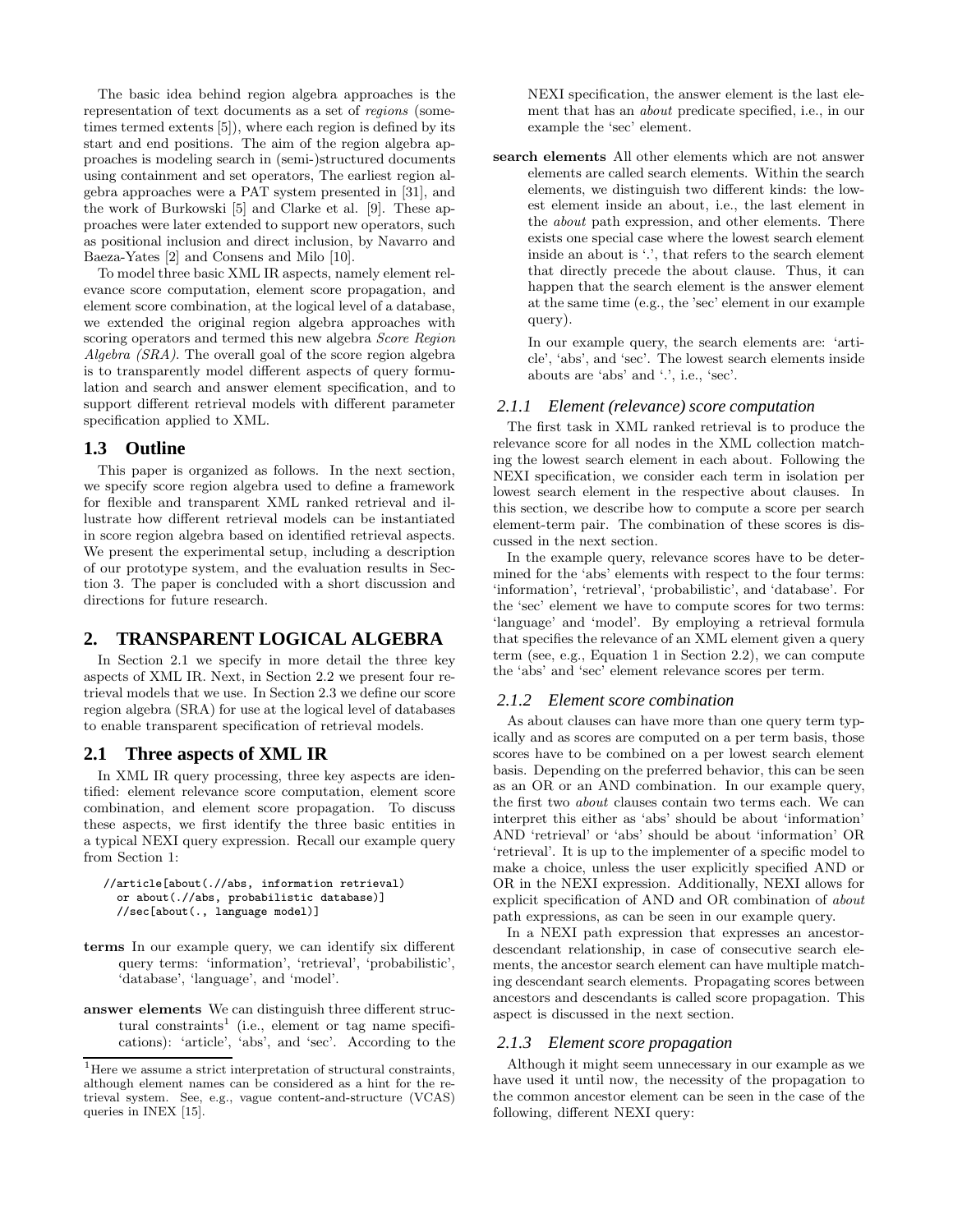The basic idea behind region algebra approaches is the representation of text documents as a set of *regions* (sometimes termed extents [5]), where each region is defined by its start and end positions. The aim of the region algebra approaches is modeling search in (semi-)structured documents using containment and set operators, The earliest region algebra approaches were a PAT system presented in [31], and the work of Burkowski [5] and Clarke et al. [9]. These approaches were later extended to support new operators, such as positional inclusion and direct inclusion, by Navarro and Baeza-Yates [2] and Consens and Milo [10].

To model three basic XML IR aspects, namely element relevance score computation, element score propagation, and element score combination, at the logical level of a database, we extended the original region algebra approaches with scoring operators and termed this new algebra *Score Region Algebra (SRA)*. The overall goal of the score region algebra is to transparently model different aspects of query formulation and search and answer element specification, and to support different retrieval models with different parameter specification applied to XML.

## 1.3 Outline

This paper is organized as follows. In the next section, we specify score region algebra used to define a framework for flexible and transparent XML ranked retrieval and illustrate how different retrieval models can be instantiated in score region algebra based on identified retrieval aspects. We present the experimental setup, including a description of our prototype system, and the evaluation results in Section 3. The paper is concluded with a short discussion and directions for future research.

# 2. TRANSPARENT LOGICAL ALGEBRA

In Section 2.1 we specify in more detail the three key aspects of XML IR. Next, in Section 2.2 we present four retrieval models that we use. In Section 2.3 we define our score region algebra (SRA) for use at the logical level of databases to enable transparent specification of retrieval models.

## 2.1 Three aspects of XML IR

In XML IR query processing, three key aspects are identified: element relevance score computation, element score combination, and element score propagation. To discuss these aspects, we first identify the three basic entities in a typical NEXI query expression. Recall our example query from Section 1:

```
//article[about(.//abs, information retrieval)
  or about(.//abs, probabilistic database)]
  //sec[about(., language model)]
```

**terms** In our example query, we can identify six different query terms: 'information', 'retrieval', 'probabilistic', 'database', 'language', and 'model'.

**answer elements** We can distinguish three different structural constraints[1] (i.e., element or tag name specifications): 'article', 'abs', and 'sec'. According to the NEXI specification, the answer element is the last element that has an *about* predicate specified, i.e., in our example the 'sec' element.

**search elements** All other elements which are not answer elements are called search elements. Within the search elements, we distinguish two different kinds: the lowest element inside an about, i.e., the last element in the *about* path expression, and other elements. There exists one special case where the lowest search element inside an about is '.', that refers to the search element that directly precede the about clause. Thus, it can happen that the search element is the answer element at the same time (e.g., the 'sec' element in our example query).

In our example query, the search elements are: 'article', 'abs', and 'sec'. The lowest search elements inside abouts are 'abs' and '.', i.e., 'sec'.

### 2.1.1 Element (relevance) score computation

The first task in XML ranked retrieval is to produce the relevance score for all nodes in the XML collection matching the lowest search element in each about. Following the NEXI specification, we consider each term in isolation per lowest search element in the respective about clauses. In this section, we describe how to compute a score per search element-term pair. The combination of these scores is discussed in the next section.

In the example query, relevance scores have to be determined for the 'abs' elements with respect to the four terms: 'information', 'retrieval', 'probabilistic', and 'database'. For the 'sec' element we have to compute scores for two terms: 'language' and 'model'. By employing a retrieval formula that specifies the relevance of an XML element given a query term (see, e.g., Equation 1 in Section 2.2), we can compute the 'abs' and 'sec' element relevance scores per term.

### 2.1.2 Element score combination

As about clauses can have more than one query term typically and as scores are computed on a per term basis, those scores have to be combined on a per lowest search element basis. Depending on the preferred behavior, this can be seen as an OR or an AND combination. In our example query, the first two *about* clauses contain two terms each. We can interpret this either as 'abs' should be about 'information' AND 'retrieval' or 'abs' should be about 'information' OR 'retrieval'. It is up to the implementer of a specific model to make a choice, unless the user explicitly specified AND or OR in the NEXI expression. Additionally, NEXI allows for explicit specification of AND and OR combination of *about* path expressions, as can be seen in our example query.

In a NEXI path expression that expresses an ancestor-descendant relationship, in case of consecutive search elements, the ancestor search element can have multiple matching descendant search elements. Propagating scores between ancestors and descendants is called score propagation. This aspect is discussed in the next section.

### 2.1.3 Element score propagation

Although it might seem unnecessary in our example as we have used it until now, the necessity of the propagation to the common ancestor element can be seen in the case of the following, different NEXI query:

[1] Here we assume a strict interpretation of structural constraints, although element names can be considered as a hint for the retrieval system. See, e.g., vague content-and-structure (VCAS) queries in INEX [15].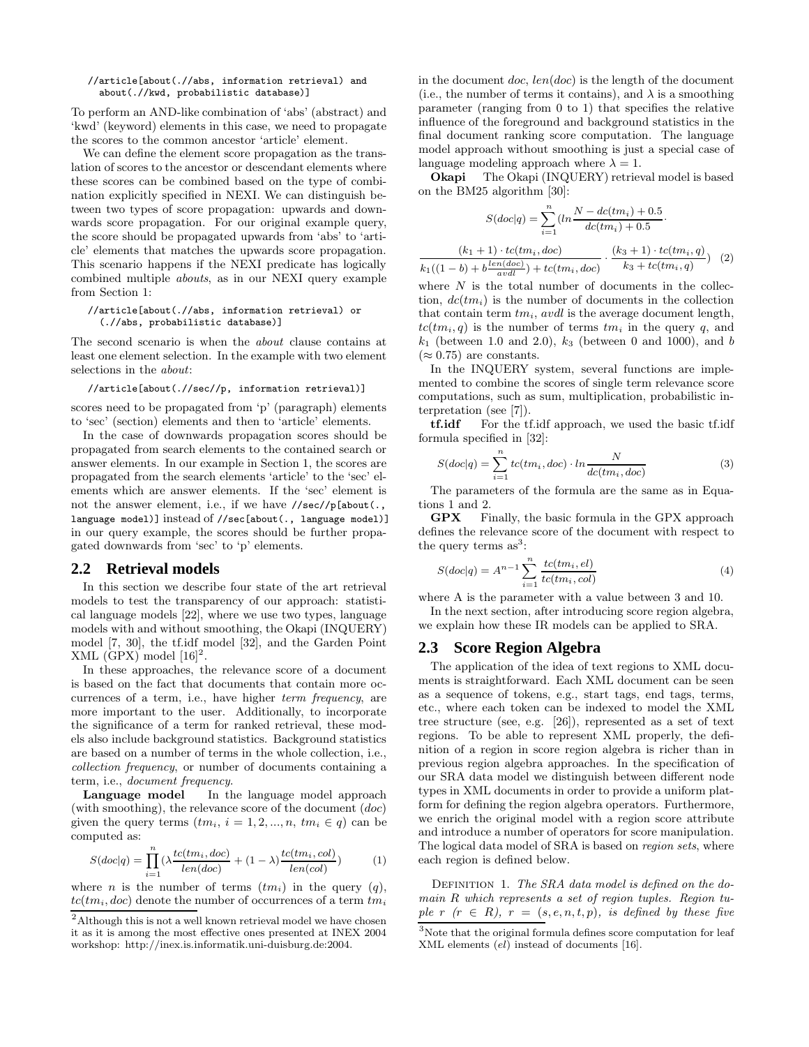```
//article[about(.//abs, information retrieval) and
  about(.//kwd, probabilistic database)]
```

To perform an AND-like combination of 'abs' (abstract) and 'kwd' (keyword) elements in this case, we need to propagate the scores to the common ancestor 'article' element.

We can define the element score propagation as the translation of scores to the ancestor or descendant elements where these scores can be combined based on the type of combination explicitly specified in NEXI. We can distinguish between two types of score propagation: upwards and downwards score propagation. For our original example query, the score should be propagated upwards from 'abs' to 'article' elements that matches the upwards score propagation. This scenario happens if the NEXI predicate has logically combined multiple *abouts*, as in our NEXI query example from Section 1:

```
//article[about(.//abs, information retrieval) or
  (.//abs, probabilistic database)]
```

The second scenario is when the *about* clause contains at least one element selection. In the example with two element selections in the *about*:

```
//article[about(.//sec//p, information retrieval)]
```

scores need to be propagated from 'p' (paragraph) elements to 'sec' (section) elements and then to 'article' elements.

In the case of downwards propagation scores should be propagated from search elements to the contained search or answer elements. In our example in Section 1, the scores are propagated from the search elements 'article' to the 'sec' elements which are answer elements. If the 'sec' element is not the answer element, i.e., if we have `//sec//p[about(., language model)]` instead of `//sec[about(., language model)]` in our query example, the scores should be further propagated downwards from 'sec' to 'p' elements.

## 2.2 Retrieval models

In this section we describe four state of the art retrieval models to test the transparency of our approach: statistical language models [22], where we use two types, language models with and without smoothing, the Okapi (INQUERY) model [7, 30], the tf.idf model [32], and the Garden Point XML (GPX) model [16][2].

In these approaches, the relevance score of a document is based on the fact that documents that contain more occurrences of a term, i.e., have higher *term frequency*, are more important to the user. Additionally, to incorporate the significance of a term for ranked retrieval, these models also include background statistics. Background statistics are based on a number of terms in the whole collection, i.e., *collection frequency*, or number of documents containing a term, i.e., *document frequency*.

**Language model** In the language model approach (with smoothing), the relevance score of the document ($doc$) given the query terms ($tm_i$, $i = 1, 2, ..., n$, $tm_i \in q$) can be computed as:

$$S(doc|q) = \prod_{i=1}^{n} (\lambda \frac{tc(tm_i, doc)}{len(doc)} + (1 - \lambda) \frac{tc(tm_i, col)}{len(col)}) \quad (1)$$

where $n$ is the number of terms ($tm_i$) in the query ($q$), $tc(tm_i, doc)$ denote the number of occurrences of a term $tm_i$ in the document $doc$, $len(doc)$ is the length of the document (i.e., the number of terms it contains), and $\lambda$ is a smoothing parameter (ranging from 0 to 1) that specifies the relative influence of the foreground and background statistics in the final document ranking score computation. The language model approach without smoothing is just a special case of language modeling approach where $\lambda = 1$.

**Okapi** The Okapi (INQUERY) retrieval model is based on the BM25 algorithm [30]:

$$S(doc|q) = \sum_{i=1}^{n} (ln \frac{N - dc(tm_i) + 0.5}{dc(tm_i) + 0.5} \cdot \frac{(k_1 + 1) \cdot tc(tm_i, doc)}{k_1((1 - b) + b\frac{len(doc)}{avdl}) + tc(tm_i, doc)} \cdot \frac{(k_3 + 1) \cdot tc(tm_i, q)}{k_3 + tc(tm_i, q)}) \quad (2)$$

where $N$ is the total number of documents in the collection, $dc(tm_i)$ is the number of documents in the collection that contain term $tm_i$, $avdl$ is the average document length, $tc(tm_i, q)$ is the number of terms $tm_i$ in the query $q$, and $k_1$ (between 1.0 and 2.0), $k_3$ (between 0 and 1000), and $b$ ($\approx 0.75$) are constants.

In the INQUERY system, several functions are implemented to combine the scores of single term relevance score computations, such as sum, multiplication, probabilistic interpretation (see [7]).

**tf.idf** For the tf.idf approach, we used the basic tf.idf formula specified in [32]:

$$S(doc|q) = \sum_{i=1}^{n} tc(tm_i, doc) \cdot ln \frac{N}{dc(tm_i, doc)} \quad (3)$$

The parameters of the formula are the same as in Equations 1 and 2.

**GPX** Finally, the basic formula in the GPX approach defines the relevance score of the document with respect to the query terms as[3]:

$$S(doc|q) = A^{n-1} \sum_{i=1}^{n} \frac{tc(tm_i, el)}{tc(tm_i, col)} \quad (4)$$

where A is the parameter with a value between 3 and 10.

In the next section, after introducing score region algebra, we explain how these IR models can be applied to SRA.

## 2.3 Score Region Algebra

The application of the idea of text regions to XML documents is straightforward. Each XML document can be seen as a sequence of tokens, e.g., start tags, end tags, terms, etc., where each token can be indexed to model the XML tree structure (see, e.g. [26]), represented as a set of text regions. To be able to represent XML properly, the definition of a region in score region algebra is richer than in previous region algebra approaches. In the specification of our SRA data model we distinguish between different node types in XML documents in order to provide a uniform platform for defining the region algebra operators. Furthermore, we enrich the original model with a region score attribute and introduce a number of operators for score manipulation. The logical data model of SRA is based on *region sets*, where each region is defined below.

Definition 1. *The SRA data model is defined on the domain R which represents a set of region tuples. Region tuple r (r ∈ R), r = (s, e, n, t, p), is defined by these five*

[2]Although this is not a well known retrieval model we have chosen it as it is among the most effective ones presented at INEX 2004 workshop: http://inex.is.informatik.uni-duisburg.de:2004.

[3]Note that the original formula defines score computation for leaf XML elements ($el$) instead of documents [16].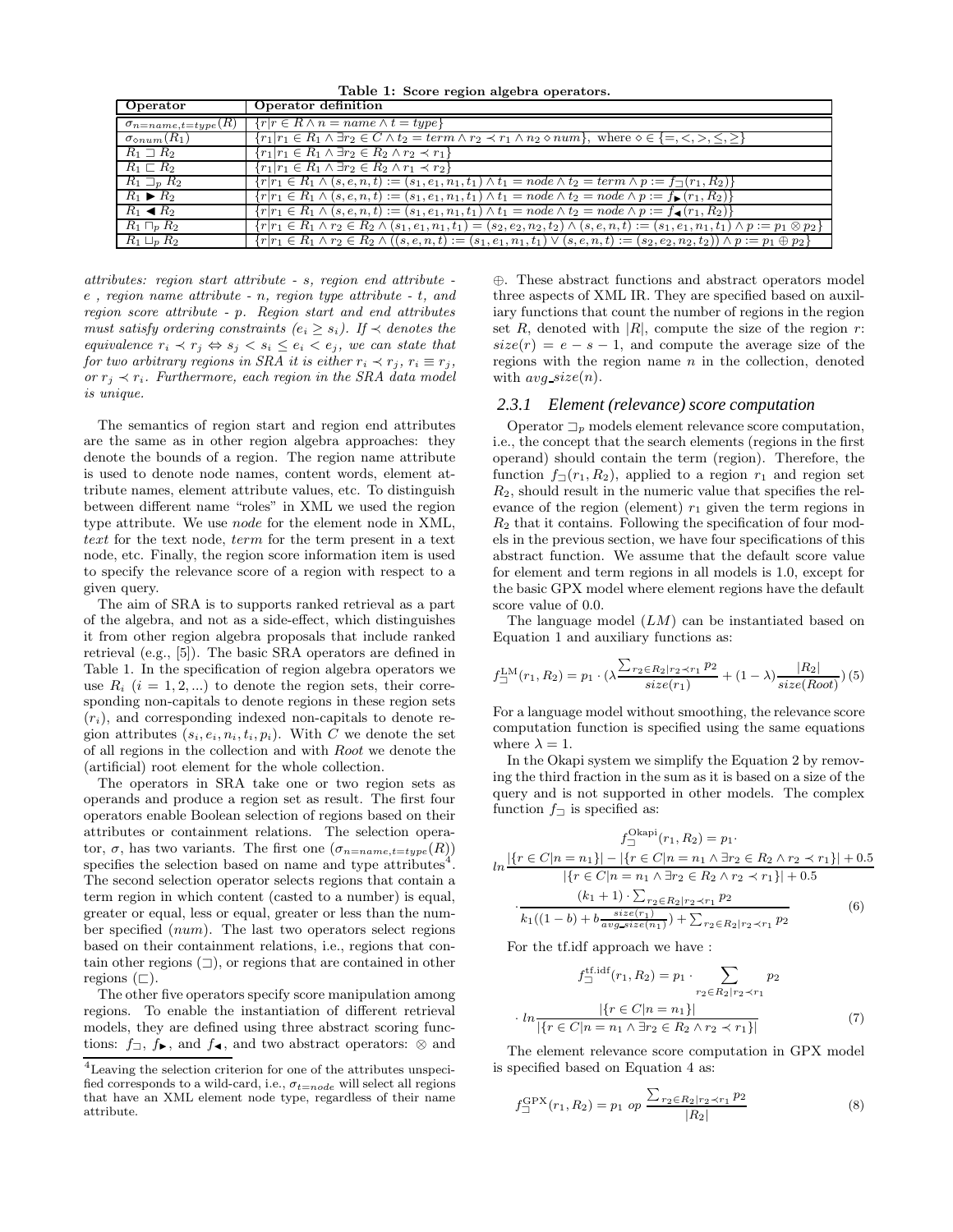**Table 1: Score region algebra operators.**

| Operator | Operator definition |
|---|---|
| $\sigma_{n=name,t=type}(R)$ | $\{r \mid r \in R \wedge n = name \wedge t = type\}$ |
| $\sigma_{\diamond num}(R_1)$ | $\{r_1 \mid r_1 \in R_1 \wedge \exists r_2 \in C \wedge t_2 = term \wedge r_2 \prec r_1 \wedge n_2 \diamond num\}$, where $\diamond \in \{=, <, >, \leq, \geq\}$ |
| $R_1 \sqsupset R_2$ | $\{r_1 \mid r_1 \in R_1 \wedge \exists r_2 \in R_2 \wedge r_2 \prec r_1\}$ |
| $R_1 \sqsubset R_2$ | $\{r_1 \mid r_1 \in R_1 \wedge \exists r_2 \in R_2 \wedge r_1 \prec r_2\}$ |
| $R_1 \sqsupset_p R_2$ | $\{r \mid r_1 \in R_1 \wedge (s, e, n, t) := (s_1, e_1, n_1, t_1) \wedge t_1 = node \wedge t_2 = term \wedge p := f_{\sqsupset}(r_1, R_2)\}$ |
| $R_1 \blacktriangleright R_2$ | $\{r \mid r_1 \in R_1 \wedge (s, e, n, t) := (s_1, e_1, n_1, t_1) \wedge t_1 = node \wedge t_2 = node \wedge p := f_{\blacktriangleright}(r_1, R_2)\}$ |
| $R_1 \blacktriangleleft R_2$ | $\{r \mid r_1 \in R_1 \wedge (s, e, n, t) := (s_1, e_1, n_1, t_1) \wedge t_1 = node \wedge t_2 = node \wedge p := f_{\blacktriangleleft}(r_1, R_2)\}$ |
| $R_1 \sqcap_p R_2$ | $\{r \mid r_1 \in R_1 \wedge r_2 \in R_2 \wedge (s_1, e_1, n_1, t_1) = (s_2, e_2, n_2, t_2) \wedge (s, e, n, t) := (s_1, e_1, n_1, t_1) \wedge p := p_1 \otimes p_2\}$ |
| $R_1 \sqcup_p R_2$ | $\{r \mid r_1 \in R_1 \wedge r_2 \in R_2 \wedge ((s, e, n, t) := (s_1, e_1, n_1, t_1) \vee (s, e, n, t) := (s_2, e_2, n_2, t_2)) \wedge p := p_1 \oplus p_2\}$ |

*attributes: region start attribute - s, region end attribute - e , region name attribute - n, region type attribute - t, and region score attribute - p. Region start and end attributes must satisfy ordering constraints ($e_i \geq s_i$). If $\prec$ denotes the equivalence $r_i \prec r_j \Leftrightarrow s_j < s_i \leq e_i < e_j$, we can state that for two arbitrary regions in SRA it is either $r_i \prec r_j$, $r_i \equiv r_j$, or $r_j \prec r_i$. Furthermore, each region in the SRA data model is unique.*

The semantics of region start and region end attributes are the same as in other region algebra approaches: they denote the bounds of a region. The region name attribute is used to denote node names, content words, element attribute names, element attribute values, etc. To distinguish between different name "roles" in XML we used the region type attribute. We use *node* for the element node in XML, *text* for the text node, *term* for the term present in a text node, etc. Finally, the region score information item is used to specify the relevance score of a region with respect to a given query.

The aim of SRA is to supports ranked retrieval as a part of the algebra, and not as a side-effect, which distinguishes it from other region algebra proposals that include ranked retrieval (e.g., [5]). The basic SRA operators are defined in Table 1. In the specification of region algebra operators we use $R_i$ $(i = 1, 2, ...)$ to denote the region sets, their corresponding non-capitals to denote regions in these region sets ($r_i$), and corresponding indexed non-capitals to denote region attributes $(s_i, e_i, n_i, t_i, p_i)$. With $C$ we denote the set of all regions in the collection and with *Root* we denote the (artificial) root element for the whole collection.

The operators in SRA take one or two region sets as operands and produce a region set as result. The first four operators enable Boolean selection of regions based on their attributes or containment relations. The selection operator, $\sigma$, has two variants. The first one ($\sigma_{n=name,t=type}(R)$) specifies the selection based on name and type attributes[4]. The second selection operator selects regions that contain a term region in which content (casted to a number) is equal, greater or equal, less or equal, greater or less than the number specified (*num*). The last two operators select regions based on their containment relations, i.e., regions that contain other regions ($\sqsupset$), or regions that are contained in other regions ($\sqsubset$).

The other five operators specify score manipulation among regions. To enable the instantiation of different retrieval models, they are defined using three abstract scoring functions: $f_{\sqsupset}$, $f_{\blacktriangleright}$, and $f_{\blacktriangleleft}$, and two abstract operators: $\otimes$ and $\oplus$. These abstract functions and abstract operators model three aspects of XML IR. They are specified based on auxiliary functions that count the number of regions in the region set $R$, denoted with $|R|$, compute the size of the region $r$: $size(r) = e - s - 1$, and compute the average size of the regions with the region name $n$ in the collection, denoted with $avg\_size(n)$.

[4] Leaving the selection criterion for one of the attributes unspecified corresponds to a wild-card, i.e., $\sigma_{t=node}$ will select all regions that have an XML element node type, regardless of their name attribute.

### 2.3.1 Element (relevance) score computation

Operator $\sqsupset_p$ models element relevance score computation, i.e., the concept that the search elements (regions in the first operand) should contain the term (region). Therefore, the function $f_{\sqsupset}(r_1, R_2)$, applied to a region $r_1$ and region set $R_2$, should result in the numeric value that specifies the relevance of the region (element) $r_1$ given the term regions in $R_2$ that it contains. Following the specification of four models in the previous section, we have four specifications of this abstract function. We assume that the default score value for element and term regions in all models is 1.0, except for the basic GPX model where element regions have the default score value of 0.0.

The language model ($LM$) can be instantiated based on Equation 1 and auxiliary functions as:

$$f_{\sqsupset}^{\mathrm{LM}}(r_1, R_2) = p_1 \cdot (\lambda \frac{\sum_{r_2 \in R_2 | r_2 \prec r_1} p_2}{size(r_1)} + (1 - \lambda) \frac{|R_2|}{size(Root)}) \quad (5)$$

For a language model without smoothing, the relevance score computation function is specified using the same equations where $\lambda = 1$.

In the Okapi system we simplify the Equation 2 by removing the third fraction in the sum as it is based on a size of the query and is not supported in other models. The complex function $f_{\sqsupset}$ is specified as:

$$f_{\sqsupset}^{\mathrm{Okapi}}(r_1, R_2) = p_1 \cdot ln \frac{|\{r \in C | n = n_1\}| - |\{r \in C | n = n_1 \wedge \exists r_2 \in R_2 \wedge r_2 \prec r_1\}| + 0.5}{|\{r \in C | n = n_1 \wedge \exists r_2 \in R_2 \wedge r_2 \prec r_1\}| + 0.5} \cdot \frac{(k_1 + 1) \cdot \sum_{r_2 \in R_2 | r_2 \prec r_1} p_2}{k_1((1 - b) + b \frac{size(r_1)}{avg\_size(n_1)}) + \sum_{r_2 \in R_2 | r_2 \prec r_1} p_2} \quad (6)$$

For the tf.idf approach we have :

$$f_{\sqsupset}^{\mathrm{tf.idf}}(r_1, R_2) = p_1 \cdot \sum_{r_2 \in R_2 | r_2 \prec r_1} p_2 \cdot ln \frac{|\{r \in C | n = n_1\}|}{|\{r \in C | n = n_1 \wedge \exists r_2 \in R_2 \wedge r_2 \prec r_1\}|} \quad (7)$$

The element relevance score computation in GPX model is specified based on Equation 4 as:

$$f_{\sqsupset}^{\mathrm{GPX}}(r_1, R_2) = p_1 \ op \ \frac{\sum_{r_2 \in R_2 | r_2 \prec r_1} p_2}{|R_2|} \quad (8)$$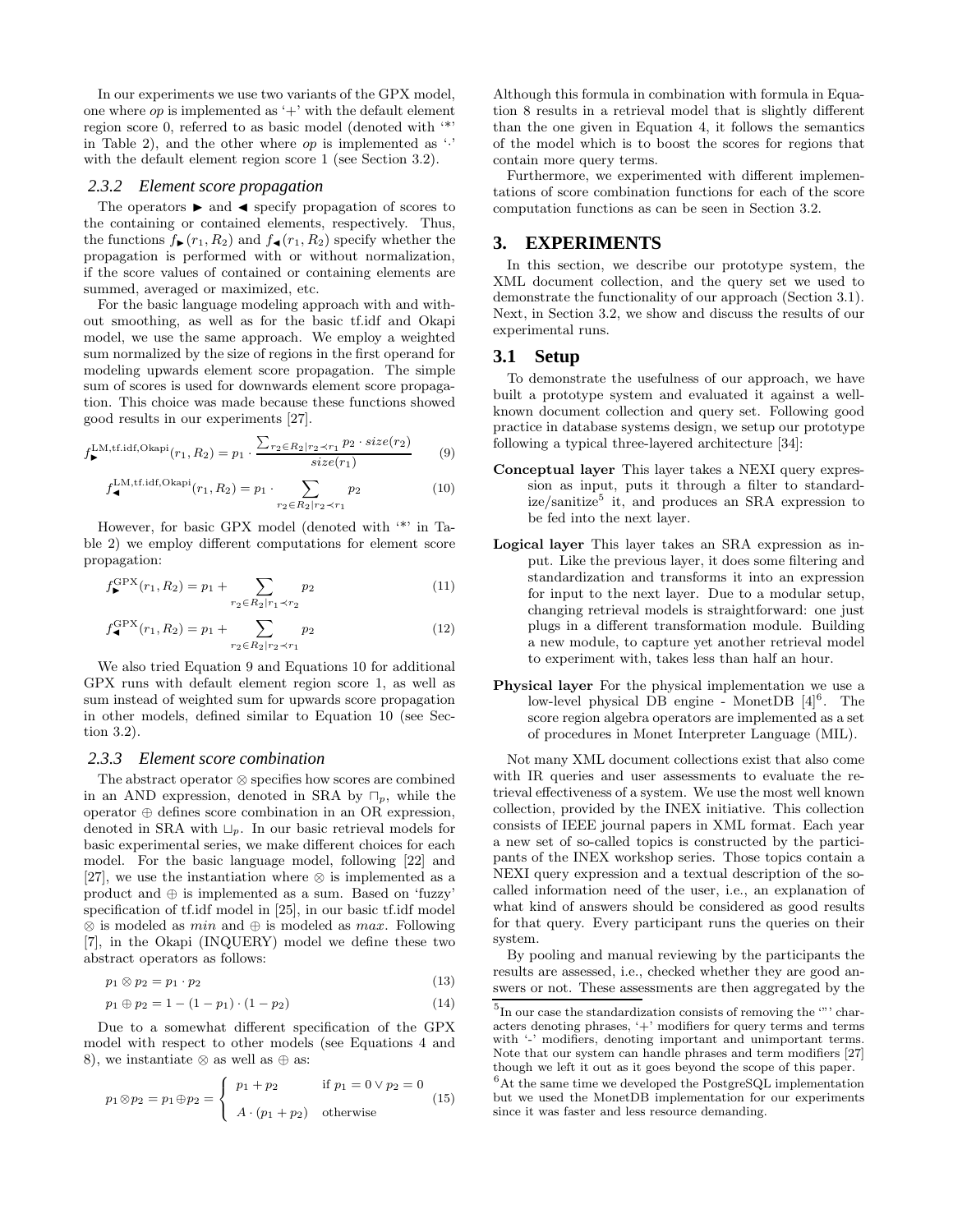In our experiments we use two variants of the GPX model, one where $op$ is implemented as '+' with the default element region score 0, referred to as basic model (denoted with '*' in Table 2), and the other where $op$ is implemented as '·' with the default element region score 1 (see Section 3.2).

### 2.3.2 Element score propagation

The operators ► and ◄ specify propagation of scores to the containing or contained elements, respectively. Thus, the functions $f_{\blacktriangleright}(r_1, R_2)$ and $f_{\blacktriangleleft}(r_1, R_2)$ specify whether the propagation is performed with or without normalization, if the score values of contained or containing elements are summed, averaged or maximized, etc.

For the basic language modeling approach with and without smoothing, as well as for the basic tf.idf and Okapi model, we use the same approach. We employ a weighted sum normalized by the size of regions in the first operand for modeling upwards element score propagation. The simple sum of scores is used for downwards element score propagation. This choice was made because these functions showed good results in our experiments [27].

$$f_{\blacktriangleright}^{\text{LM,tf.idf,Okapi}}(r_1, R_2) = p_1 \cdot \frac{\sum_{r_2 \in R_2 | r_2 \prec r_1} p_2 \cdot size(r_2)}{size(r_1)} \quad (9)$$

$$f_{\blacktriangleleft}^{\text{LM,tf.idf,Okapi}}(r_1, R_2) = p_1 \cdot \sum_{r_2 \in R_2 | r_2 \prec r_1} p_2 \quad (10)$$

However, for basic GPX model (denoted with '*' in Table 2) we employ different computations for element score propagation:

$$f_{\blacktriangleright}^{\text{GPX}}(r_1, R_2) = p_1 + \sum_{r_2 \in R_2 | r_1 \prec r_2} p_2 \quad (11)$$

$$f_{\blacktriangleleft}^{\text{GPX}}(r_1, R_2) = p_1 + \sum_{r_2 \in R_2 | r_2 \prec r_1} p_2 \quad (12)$$

We also tried Equation 9 and Equations 10 for additional GPX runs with default element region score 1, as well as sum instead of weighted sum for upwards score propagation in other models, defined similar to Equation 10 (see Section 3.2).

### 2.3.3 Element score combination

The abstract operator $\otimes$ specifies how scores are combined in an AND expression, denoted in SRA by $\sqcap_p$, while the operator $\oplus$ defines score combination in an OR expression, denoted in SRA with $\sqcup_p$. In our basic retrieval models for basic experimental series, we make different choices for each model. For the basic language model, following [22] and [27], we use the instantiation where $\otimes$ is implemented as a product and $\oplus$ is implemented as a sum. Based on 'fuzzy' specification of tf.idf model in [25], in our basic tf.idf model $\otimes$ is modeled as $min$ and $\oplus$ is modeled as $max$. Following [7], in the Okapi (INQUERY) model we define these two abstract operators as follows:

$$p_1 \otimes p_2 = p_1 \cdot p_2 \quad (13)$$

$$p_1 \oplus p_2 = 1 - (1 - p_1) \cdot (1 - p_2) \quad (14)$$

Due to a somewhat different specification of the GPX model with respect to other models (see Equations 4 and 8), we instantiate $\otimes$ as well as $\oplus$ as:

$$p_1 \otimes p_2 = p_1 \oplus p_2 = \begin{cases} p_1 + p_2 & \text{if } p_1 = 0 \lor p_2 = 0 \\ A \cdot (p_1 + p_2) & \text{otherwise} \end{cases} \quad (15)$$

Although this formula in combination with formula in Equation 8 results in a retrieval model that is slightly different than the one given in Equation 4, it follows the semantics of the model which is to boost the scores for regions that contain more query terms.

Furthermore, we experimented with different implementations of score combination functions for each of the score computation functions as can be seen in Section 3.2.

## 3. EXPERIMENTS

In this section, we describe our prototype system, the XML document collection, and the query set we used to demonstrate the functionality of our approach (Section 3.1). Next, in Section 3.2, we show and discuss the results of our experimental runs.

### 3.1 Setup

To demonstrate the usefulness of our approach, we have built a prototype system and evaluated it against a well-known document collection and query set. Following good practice in database systems design, we setup our prototype following a typical three-layered architecture [34]:

**Conceptual layer** This layer takes a NEXI query expression as input, puts it through a filter to standardize/sanitize[5] it, and produces an SRA expression to be fed into the next layer.

**Logical layer** This layer takes an SRA expression as input. Like the previous layer, it does some filtering and standardization and transforms it into an expression for input to the next layer. Due to a modular setup, changing retrieval models is straightforward: one just plugs in a different transformation module. Building a new module, to capture yet another retrieval model to experiment with, takes less than half an hour.

**Physical layer** For the physical implementation we use a low-level physical DB engine - MonetDB [4][6]. The score region algebra operators are implemented as a set of procedures in Monet Interpreter Language (MIL).

Not many XML document collections exist that also come with IR queries and user assessments to evaluate the retrieval effectiveness of a system. We use the most well known collection, provided by the INEX initiative. This collection consists of IEEE journal papers in XML format. Each year a new set of so-called topics is constructed by the participants of the INEX workshop series. Those topics contain a NEXI query expression and a textual description of the so-called information need of the user, i.e., an explanation of what kind of answers should be considered as good results for that query. Every participant runs the queries on their system.

By pooling and manual reviewing by the participants the results are assessed, i.e., checked whether they are good answers or not. These assessments are then aggregated by the

[5] In our case the standardization consists of removing the '"' characters denoting phrases, '+' modifiers for query terms and terms with '-' modifiers, denoting important and unimportant terms. Note that our system can handle phrases and term modifiers [27] though we left it out as it goes beyond the scope of this paper.

[6] At the same time we developed the PostgreSQL implementation but we used the MonetDB implementation for our experiments since it was faster and less resource demanding.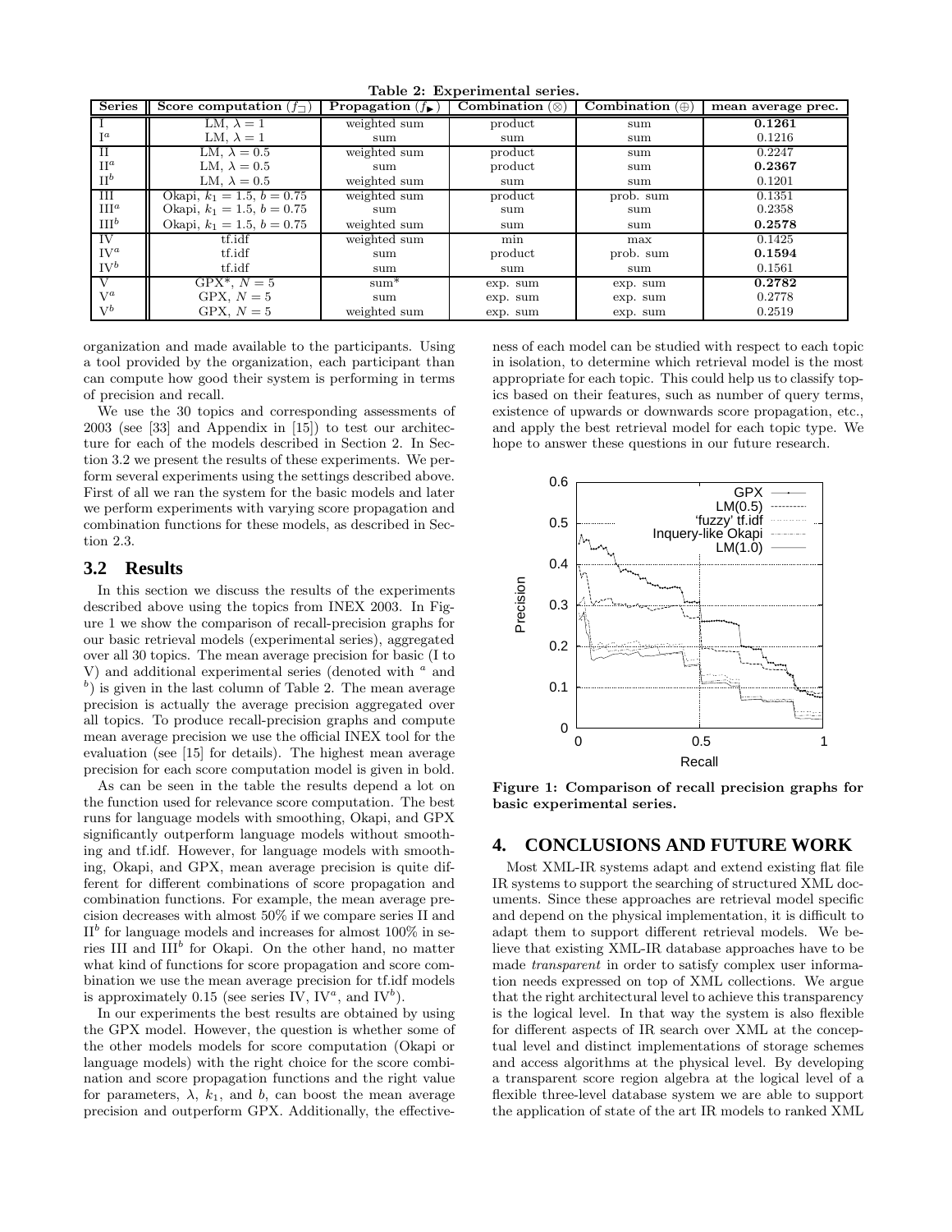**Table 2: Experimental series.**

| Series | Score computation ($f_{\sqsupset}$) | Propagation ($f_{\blacktriangleright}$) | Combination ($\otimes$) | Combination ($\oplus$) | mean average prec. |
|---|---|---|---|---|---|
| I | LM, $\lambda = 1$ | weighted sum | product | sum | **0.1261** |
| I$^a$ | LM, $\lambda = 1$ | sum | sum | sum | 0.1216 |
| II | LM, $\lambda = 0.5$ | weighted sum | product | sum | 0.2247 |
| II$^a$ | LM, $\lambda = 0.5$ | sum | product | sum | **0.2367** |
| II$^b$ | LM, $\lambda = 0.5$ | weighted sum | sum | sum | 0.1201 |
| III | Okapi, $k_1 = 1.5$, $b = 0.75$ | weighted sum | product | prob. sum | 0.1351 |
| III$^a$ | Okapi, $k_1 = 1.5$, $b = 0.75$ | sum | sum | sum | 0.2358 |
| III$^b$ | Okapi, $k_1 = 1.5$, $b = 0.75$ | weighted sum | sum | sum | **0.2578** |
| IV | tf.idf | weighted sum | min | max | 0.1425 |
| IV$^a$ | tf.idf | sum | product | prob. sum | **0.1594** |
| IV$^b$ | tf.idf | sum | sum | sum | 0.1561 |
| V | GPX*, $N = 5$ | sum* | exp. sum | exp. sum | **0.2782** |
| V$^a$ | GPX, $N = 5$ | sum | exp. sum | exp. sum | 0.2778 |
| V$^b$ | GPX, $N = 5$ | weighted sum | exp. sum | exp. sum | 0.2519 |

organization and made available to the participants. Using a tool provided by the organization, each participant than can compute how good their system is performing in terms of precision and recall.

We use the 30 topics and corresponding assessments of 2003 (see [33] and Appendix in [15]) to test our architecture for each of the models described in Section 2. In Section 3.2 we present the results of these experiments. We perform several experiments using the settings described above. First of all we ran the system for the basic models and later we perform experiments with varying score propagation and combination functions for these models, as described in Section 2.3.

## 3.2 Results

In this section we discuss the results of the experiments described above using the topics from INEX 2003. In Figure 1 we show the comparison of recall-precision graphs for our basic retrieval models (experimental series), aggregated over all 30 topics. The mean average precision for basic (I to V) and additional experimental series (denoted with $^a$ and $^b$) is given in the last column of Table 2. The mean average precision is actually the average precision aggregated over all topics. To produce recall-precision graphs and compute mean average precision we use the official INEX tool for the evaluation (see [15] for details). The highest mean average precision for each score computation model is given in bold.

As can be seen in the table the results depend a lot on the function used for relevance score computation. The best runs for language models with smoothing, Okapi, and GPX significantly outperform language models without smoothing and tf.idf. However, for language models with smoothing, Okapi, and GPX, mean average precision is quite different for different combinations of score propagation and combination functions. For example, the mean average precision decreases with almost 50% if we compare series II and II$^b$ for language models and increases for almost 100% in series III and III$^b$ for Okapi. On the other hand, no matter what kind of functions for score propagation and score combination we use the mean average precision for tf.idf models is approximately 0.15 (see series IV, IV$^a$, and IV$^b$).

In our experiments the best results are obtained by using the GPX model. However, the question is whether some of the other models models for score computation (Okapi or language models) with the right choice for the score combination and score propagation functions and the right value for parameters, $\lambda$, $k_1$, and $b$, can boost the mean average precision and outperform GPX. Additionally, the effectiveness of each model can be studied with respect to each topic in isolation, to determine which retrieval model is the most appropriate for each topic. This could help us to classify topics based on their features, such as number of query terms, existence of upwards or downwards score propagation, etc., and apply the best retrieval model for each topic type. We hope to answer these questions in our future research.

**Figure 1: Comparison of recall precision graphs for basic experimental series.**

# 4. CONCLUSIONS AND FUTURE WORK

Most XML-IR systems adapt and extend existing flat file IR systems to support the searching of structured XML documents. Since these approaches are retrieval model specific and depend on the physical implementation, it is difficult to adapt them to support different retrieval models. We believe that existing XML-IR database approaches have to be made *transparent* in order to satisfy complex user information needs expressed on top of XML collections. We argue that the right architectural level to achieve this transparency is the logical level. In that way the system is also flexible for different aspects of IR search over XML at the conceptual level and distinct implementations of storage schemes and access algorithms at the physical level. By developing a transparent score region algebra at the logical level of a flexible three-level database system we are able to support the application of state of the art IR models to ranked XML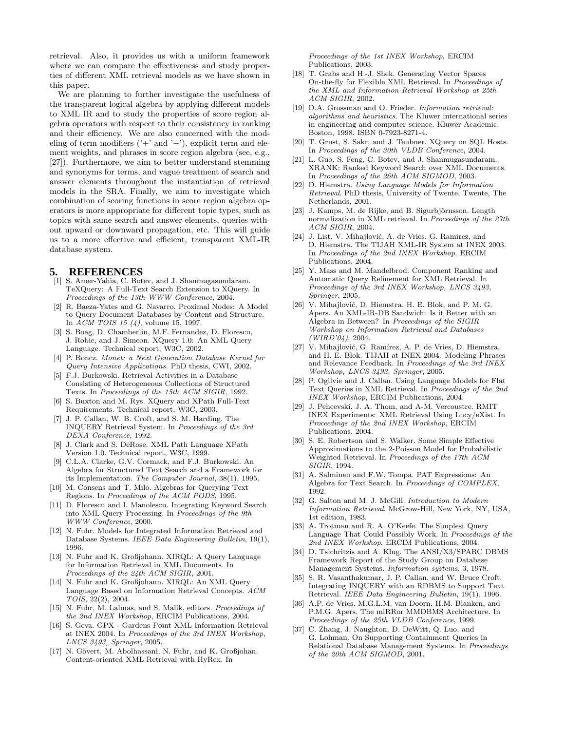retrieval. Also, it provides us with a uniform framework where we can compare the effectiveness and study properties of different XML retrieval models as we have shown in this paper.

We are planning to further investigate the usefulness of the transparent logical algebra by applying different models to XML IR and to study the properties of score region algebra operators with respect to their consistency in ranking and their efficiency. We are also concerned with the modeling of term modifiers ('+' and '−'), explicit term and element weights, and phrases in score region algebra (see, e.g., [27]). Furthermore, we aim to better understand stemming and synonyms for terms, and vague treatment of search and answer elements throughout the instantiation of retrieval models in the SRA. Finally, we aim to investigate which combination of scoring functions in score region algebra operators is more appropriate for different topic types, such as topics with same search and answer elements, queries without upward or downward propagation, etc. This will guide us to a more effective and efficient, transparent XML-IR database system.

# 5. REFERENCES

[1] S. Amer-Yahia, C. Botev, and J. Shanmugasundaram. TeXQuery: A Full-Text Search Extension to XQuery. In *Proceedings of the 13th WWW Conference*, 2004.

[2] R. Baeza-Yates and G. Navarro. Proximal Nodes: A Model to Query Document Databases by Content and Structure. In *ACM TOIS 15 (4)*, volume 15, 1997.

[3] S. Boag, D. Chamberlin, M.F. Fernandez, D. Florescu, J. Robie, and J. Simeon. XQuery 1.0: An XML Query Language. Technical report, W3C, 2002.

[4] P. Boncz. *Monet: a Next Generation Database Kernel for Query Intensive Applications*. PhD thesis, CWI, 2002.

[5] F.J. Burkowski. Retrieval Activities in a Database Consisting of Heterogeneous Collections of Structured Texts. In *Proceedings of the 15th ACM SIGIR*, 1992.

[6] S. Buxton and M. Rys. XQuery and XPath Full-Text Requirements. Technical report, W3C, 2003.

[7] J. P. Callan, W. B. Croft, and S. M. Harding. The INQUERY Retrieval System. In *Proceedings of the 3rd DEXA Conference*, 1992.

[8] J. Clark and S. DeRose. XML Path Language XPath Version 1.0. Technical report, W3C, 1999.

[9] C.L.A. Clarke, G.V. Cormack, and F.J. Burkowski. An Algebra for Structured Text Search and a Framework for its Implementation. *The Computer Journal*, 38(1), 1995.

[10] M. Consens and T. Milo. Algebras for Querying Text Regions. In *Proceedings of the ACM PODS*, 1995.

[11] D. Florescu and I. Manolescu. Integrating Keyword Search into XML Query Processing. In *Proceedings of the 9th WWW Conference*, 2000.

[12] N. Fuhr. Models for Integrated Information Retrieval and Database Systems. *IEEE Data Engineering Bulletin*, 19(1), 1996.

[13] N. Fuhr and K. Großjohann. XIRQL: A Query Language for Information Retrieval in XML Documents. In *Proceedings of the 24th ACM SIGIR*, 2001.

[14] N. Fuhr and K. Großjohann. XIRQL: An XML Query Language Based on Information Retrieval Concepts. *ACM TOIS*, 22(2), 2004.

[15] N. Fuhr, M. Lalmas, and S. Malik, editors. *Proceedings of the 2nd INEX Workshop*, ERCIM Publications, 2004.

[16] S. Geva. GPX - Gardens Point XML Information Retrieval at INEX 2004. In *Proceedings of the 3rd INEX Workshop, LNCS 3493, Springer*, 2005.

[17] N. Gövert, M. Abolhassani, N. Fuhr, and K. Großjohan. Content-oriented XML Retrieval with HyRex. In *Proceedings of the 1st INEX Workshop*, ERCIM Publications, 2003.

[18] T. Grabs and H.-J. Shek. Generating Vector Spaces On-the-fly for Flexible XML Retrieval. In *Proceedings of the XML and Information Retrieval Workshop at 25th ACM SIGIR*, 2002.

[19] D.A. Grossman and O. Frieder. *Information retrieval: algorithms and heuristics*. The Kluwer international series in engineering and computer science. Kluwer Academic, Boston, 1998. ISBN 0-7923-8271-4.

[20] T. Grust, S. Sakr, and J. Teubner. XQuery on SQL Hosts. In *Proceedings of the 30th VLDB Conference*, 2004.

[21] L. Guo, S. Feng, C. Botev, and J. Shanmugasundaram. XRANK: Ranked Keyword Search over XML Documents. In *Proceedings of the 26th ACM SIGMOD*, 2003.

[22] D. Hiemstra. *Using Language Models for Information Retrieval*. PhD thesis, University of Twente, Twente, The Netherlands, 2001.

[23] J. Kamps, M. de Rijke, and B. Sigurbjörnsson. Length normalization in XML retrieval. In *Proceedings of the 27th ACM SIGIR*, 2004.

[24] J. List, V. Mihajlović, A. de Vries, G. Ramirez, and D. Hiemstra. The TIJAH XML-IR System at INEX 2003. In *Proceedings of the 2nd INEX Workshop*, ERCIM Publications, 2004.

[25] Y. Mass and M. Mandelbrod. Component Ranking and Automatic Query Refinement for XML Retrieval. In *Proceedings of the 3rd INEX Workshop, LNCS 3493, Springer*, 2005.

[26] V. Mihajlović, D. Hiemstra, H. E. Blok, and P. M. G. Apers. An XML-IR-DB Sandwich: Is it Better with an Algebra in Between? In *Proceedings of the SIGIR Workshop on Information Retrieval and Databases (WIRD'04)*, 2004.

[27] V. Mihajlović, G. Ramírez, A. P. de Vries, D. Hiemstra, and H. E. Blok. TIJAH at INEX 2004: Modeling Phrases and Relevance Feedback. In *Proceedings of the 3rd INEX Workshop, LNCS 3493, Springer*, 2005.

[28] P. Ogilvie and J. Callan. Using Language Models for Flat Text Queries in XML Retrieval. In *Proceedings of the 2nd INEX Workshop*, ERCIM Publications, 2004.

[29] J. Pehcevski, J. A. Thom, and A-M. Vercoustre. RMIT INEX Experiments: XML Retrieval Using Lucy/eXist. In *Proceedings of the 2nd INEX Workshop*, ERCIM Publications, 2004.

[30] S. E. Robertson and S. Walker. Some Simple Effective Approximations to the 2-Poisson Model for Probabilistic Weighted Retrieval. In *Proceedings of the 17th ACM SIGIR*, 1994.

[31] A. Salminen and F.W. Tompa. PAT Expressions: An Algebra for Text Search. In *Proceedings of COMPLEX*, 1992.

[32] G. Salton and M. J. McGill. *Introduction to Modern Information Retrieval*. McGrow-Hill, New York, NY, USA, 1st edition, 1983.

[33] A. Trotman and R. A. O'Keefe. The Simplest Query Language That Could Possibly Work. In *Proceedings of the 2nd INEX Workshop*, ERCIM Publications, 2004.

[34] D. Tsichritzis and A. Klug. The ANSI/X3/SPARC DBMS Framework Report of the Study Group on Database Management Systems. *Information systems*, 3, 1978.

[35] S. R. Vasanthakumar, J. P. Callan, and W. Bruce Croft. Integrating INQUERY with an RDBMS to Support Text Retrieval. *IEEE Data Engineering Bulletin*, 19(1), 1996.

[36] A.P. de Vries, M.G.L.M. van Doorn, H.M. Blanken, and P.M.G. Apers. The miRRor MMDBMS Architecture. In *Proceedings of the 25th VLDB Conference*, 1999.

[37] C. Zhang, J. Naughton, D. DeWitt, Q. Luo, and G. Lohman. On Supporting Containment Queries in Relational Database Management Systems. In *Proceedings of the 20th ACM SIGMOD*, 2001.